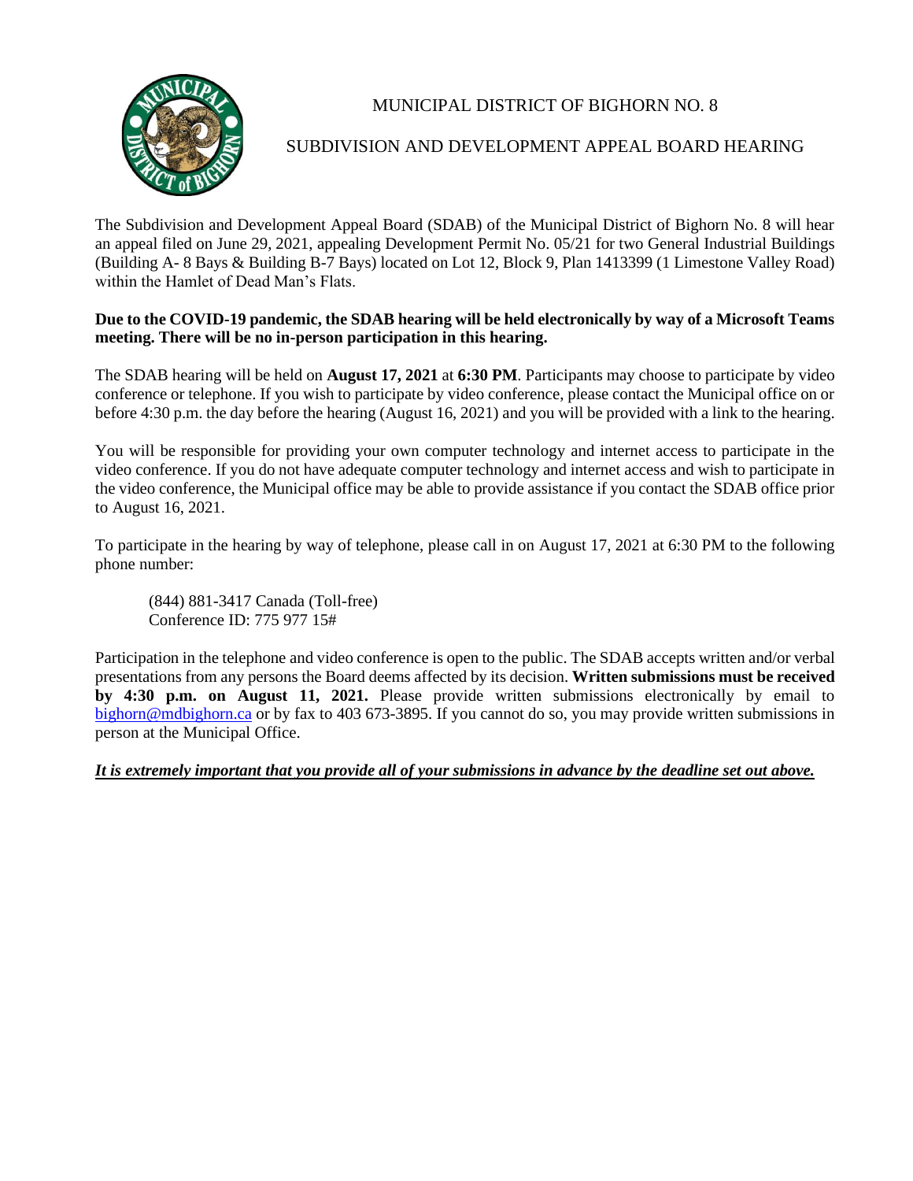# MUNICIPAL DISTRICT OF BIGHORN NO. 8

## SUBDIVISION AND DEVELOPMENT APPEAL BOARD HEARING

The Subdivision and Development Appeal Board (SDAB) of the Municipal District of Bighorn No. 8 will hear an appeal filed on June 29, 2021, appealing Development Permit No. 05/21 for two General Industrial Buildings (Building A- 8 Bays & Building B-7 Bays) located on Lot 12, Block 9, Plan 1413399 (1 Limestone Valley Road) within the Hamlet of Dead Man's Flats.

**Due to the COVID-19 pandemic, the SDAB hearing will be held electronically by way of a Microsoft Teams meeting. There will be no in-person participation in this hearing.**

The SDAB hearing will be held on **August 17, 2021** at **6:30 PM**. Participants may choose to participate by video conference or telephone. If you wish to participate by video conference, please contact the Municipal office on or before 4:30 p.m. the day before the hearing (August 16, 2021) and you will be provided with a link to the hearing.

You will be responsible for providing your own computer technology and internet access to participate in the video conference. If you do not have adequate computer technology and internet access and wish to participate in the video conference, the Municipal office may be able to provide assistance if you contact the SDAB office prior to August 16, 2021.

To participate in the hearing by way of telephone, please call in on August 17, 2021 at 6:30 PM to the following phone number:

> (844) 881-3417 Canada (Toll-free)
> Conference ID: 775 977 15#

Participation in the telephone and video conference is open to the public. The SDAB accepts written and/or verbal presentations from any persons the Board deems affected by its decision. **Written submissions must be received by 4:30 p.m. on August 11, 2021.** Please provide written submissions electronically by email to bighorn@mdbighorn.ca or by fax to 403 673-3895. If you cannot do so, you may provide written submissions in person at the Municipal Office.

***It is extremely important that you provide all of your submissions in advance by the deadline set out above.***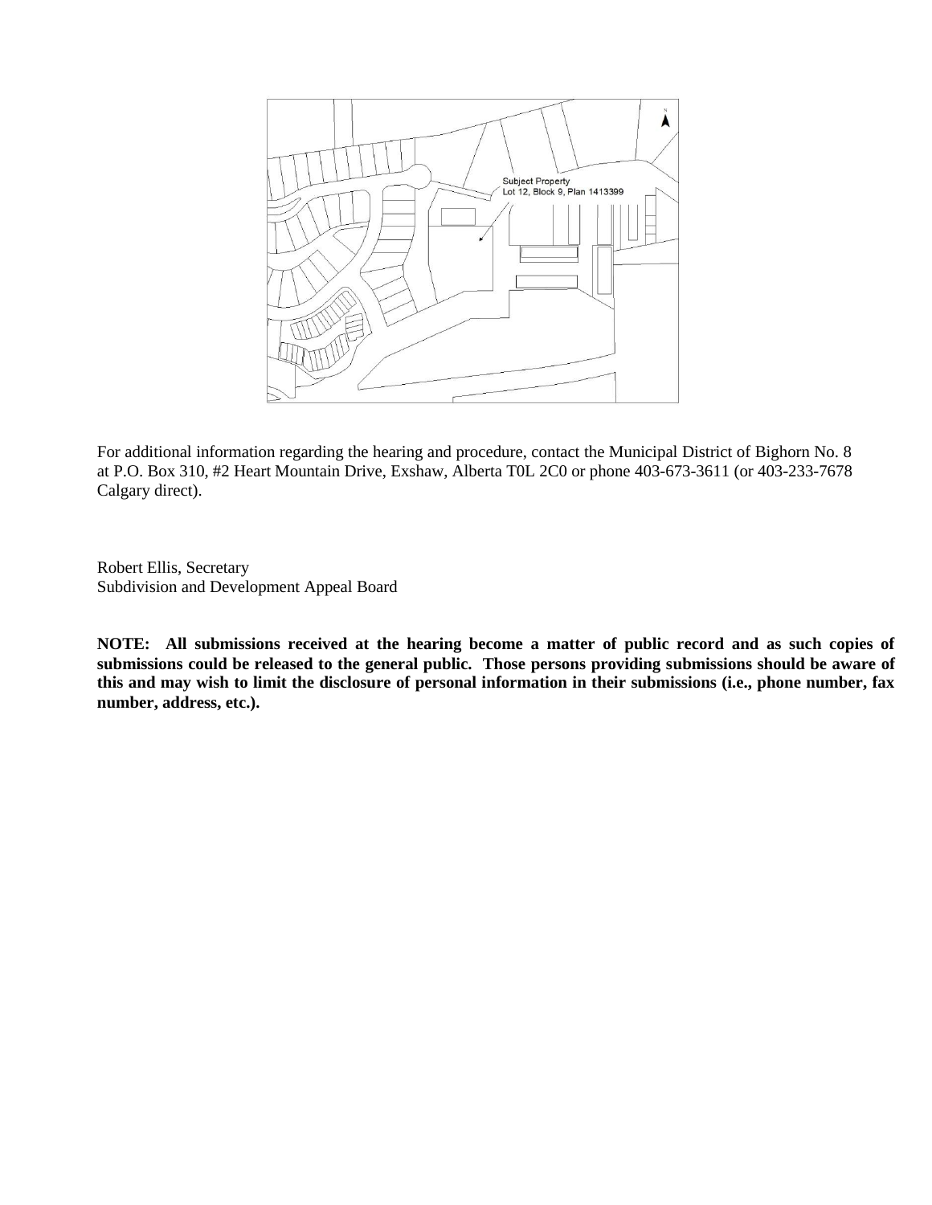Subject Property
Lot 12, Block 9, Plan 1413399

For additional information regarding the hearing and procedure, contact the Municipal District of Bighorn No. 8 at P.O. Box 310, #2 Heart Mountain Drive, Exshaw, Alberta T0L 2C0 or phone 403-673-3611 (or 403-233-7678 Calgary direct).

Robert Ellis, Secretary
Subdivision and Development Appeal Board

**NOTE: All submissions received at the hearing become a matter of public record and as such copies of submissions could be released to the general public. Those persons providing submissions should be aware of this and may wish to limit the disclosure of personal information in their submissions (i.e., phone number, fax number, address, etc.).**